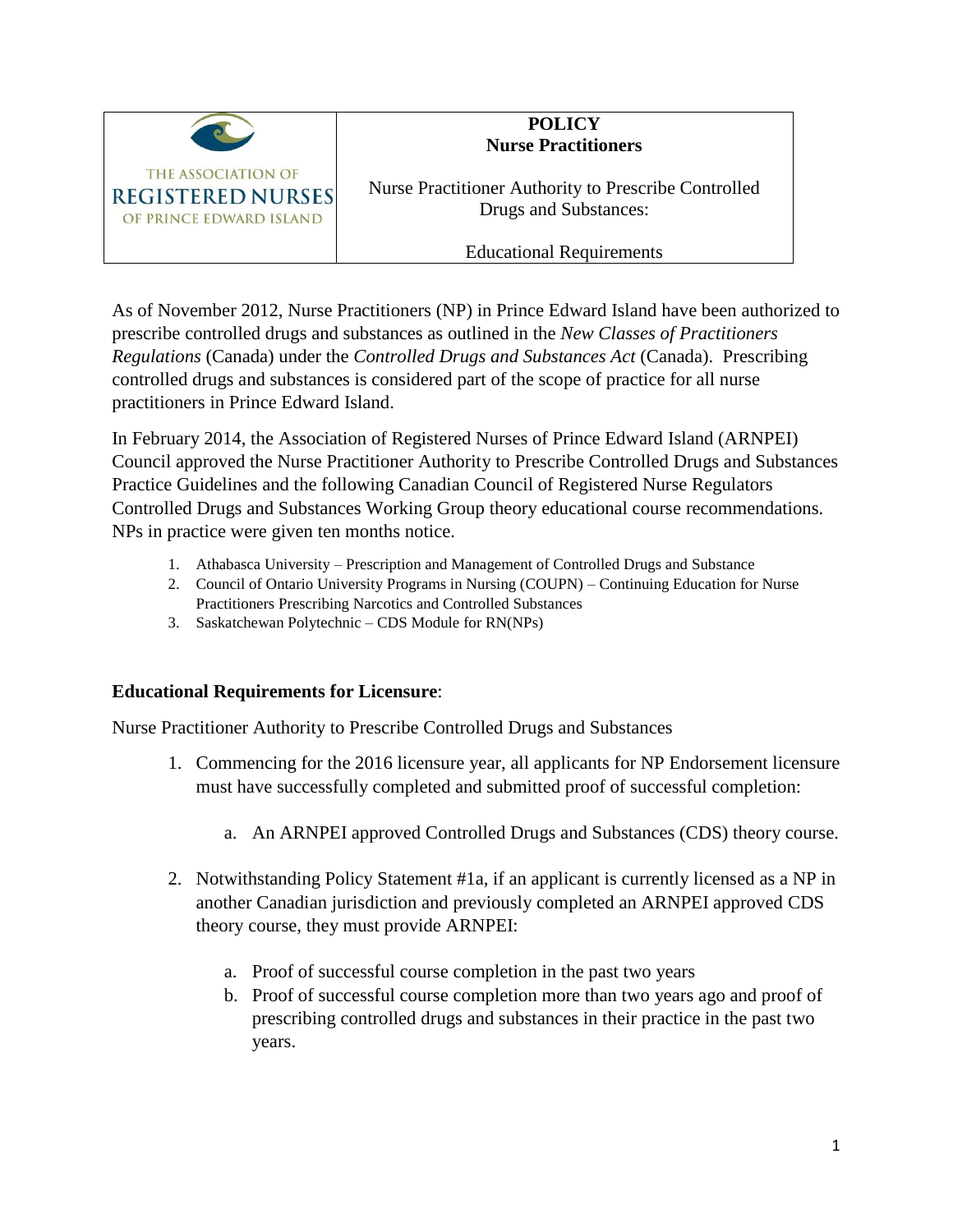| THE ASSOCIATION OF REGISTERED NURSES OF PRINCE EDWARD ISLAND | **POLICY**<br>**Nurse Practitioners**<br><br>Nurse Practitioner Authority to Prescribe Controlled Drugs and Substances:<br><br>Educational Requirements |
|---|---|

As of November 2012, Nurse Practitioners (NP) in Prince Edward Island have been authorized to prescribe controlled drugs and substances as outlined in the *New Classes of Practitioners Regulations* (Canada) under the *Controlled Drugs and Substances Act* (Canada). Prescribing controlled drugs and substances is considered part of the scope of practice for all nurse practitioners in Prince Edward Island.

In February 2014, the Association of Registered Nurses of Prince Edward Island (ARNPEI) Council approved the Nurse Practitioner Authority to Prescribe Controlled Drugs and Substances Practice Guidelines and the following Canadian Council of Registered Nurse Regulators Controlled Drugs and Substances Working Group theory educational course recommendations. NPs in practice were given ten months notice.

1. Athabasca University – Prescription and Management of Controlled Drugs and Substance
2. Council of Ontario University Programs in Nursing (COUPN) – Continuing Education for Nurse Practitioners Prescribing Narcotics and Controlled Substances
3. Saskatchewan Polytechnic – CDS Module for RN(NPs)

**Educational Requirements for Licensure**:

Nurse Practitioner Authority to Prescribe Controlled Drugs and Substances

1. Commencing for the 2016 licensure year, all applicants for NP Endorsement licensure must have successfully completed and submitted proof of successful completion:
   a. An ARNPEI approved Controlled Drugs and Substances (CDS) theory course.
2. Notwithstanding Policy Statement #1a, if an applicant is currently licensed as a NP in another Canadian jurisdiction and previously completed an ARNPEI approved CDS theory course, they must provide ARNPEI:
   a. Proof of successful course completion in the past two years
   b. Proof of successful course completion more than two years ago and proof of prescribing controlled drugs and substances in their practice in the past two years.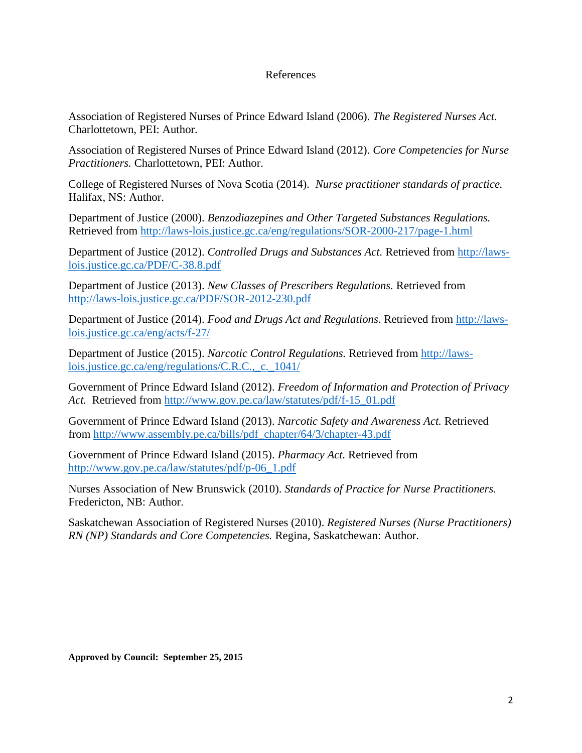## References

Association of Registered Nurses of Prince Edward Island (2006). *The Registered Nurses Act.* Charlottetown, PEI: Author.

Association of Registered Nurses of Prince Edward Island (2012). *Core Competencies for Nurse Practitioners.* Charlottetown, PEI: Author.

College of Registered Nurses of Nova Scotia (2014). *Nurse practitioner standards of practice.* Halifax, NS: Author.

Department of Justice (2000). *Benzodiazepines and Other Targeted Substances Regulations.* Retrieved from http://laws-lois.justice.gc.ca/eng/regulations/SOR-2000-217/page-1.html

Department of Justice (2012). *Controlled Drugs and Substances Act.* Retrieved from http://laws-lois.justice.gc.ca/PDF/C-38.8.pdf

Department of Justice (2013). *New Classes of Prescribers Regulations.* Retrieved from http://laws-lois.justice.gc.ca/PDF/SOR-2012-230.pdf

Department of Justice (2014). *Food and Drugs Act and Regulations*. Retrieved from http://laws-lois.justice.gc.ca/eng/acts/f-27/

Department of Justice (2015). *Narcotic Control Regulations.* Retrieved from http://laws-lois.justice.gc.ca/eng/regulations/C.R.C.,_c._1041/

Government of Prince Edward Island (2012). *Freedom of Information and Protection of Privacy Act.* Retrieved from http://www.gov.pe.ca/law/statutes/pdf/f-15_01.pdf

Government of Prince Edward Island (2013). *Narcotic Safety and Awareness Act.* Retrieved from http://www.assembly.pe.ca/bills/pdf_chapter/64/3/chapter-43.pdf

Government of Prince Edward Island (2015). *Pharmacy Act.* Retrieved from http://www.gov.pe.ca/law/statutes/pdf/p-06_1.pdf

Nurses Association of New Brunswick (2010). *Standards of Practice for Nurse Practitioners.* Fredericton, NB: Author.

Saskatchewan Association of Registered Nurses (2010). *Registered Nurses (Nurse Practitioners) RN (NP) Standards and Core Competencies.* Regina, Saskatchewan: Author.

**Approved by Council: September 25, 2015**